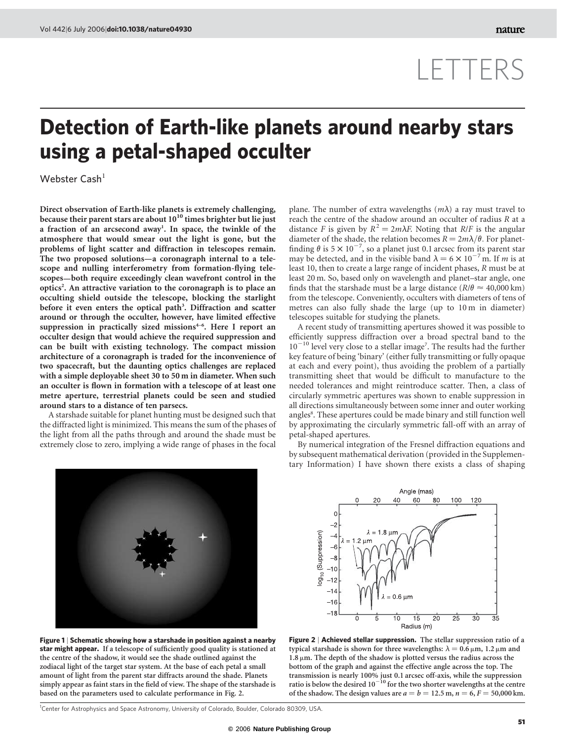LETTERS

# Detection of Earth-like planets around nearby stars using a petal-shaped occulter

Webster Cash[1]

**Direct observation of Earth-like planets is extremely challenging, because their parent stars are about $10^{10}$ times brighter but lie just a fraction of an arcsecond away[1]. In space, the twinkle of the atmosphere that would smear out the light is gone, but the problems of light scatter and diffraction in telescopes remain. The two proposed solutions—a coronagraph internal to a telescope and nulling interferometry from formation-flying telescopes—both require exceedingly clean wavefront control in the optics[2]. An attractive variation to the coronagraph is to place an occulting shield outside the telescope, blocking the starlight before it even enters the optical path[3]. Diffraction and scatter around or through the occulter, however, have limited effective suppression in practically sized missions[4–6]. Here I report an occulter design that would achieve the required suppression and can be built with existing technology. The compact mission architecture of a coronagraph is traded for the inconvenience of two spacecraft, but the daunting optics challenges are replaced with a simple deployable sheet 30 to 50 m in diameter. When such an occulter is flown in formation with a telescope of at least one metre aperture, terrestrial planets could be seen and studied around stars to a distance of ten parsecs.**

A starshade suitable for planet hunting must be designed such that the diffracted light is minimized. This means the sum of the phases of the light from all the paths through and around the shade must be extremely close to zero, implying a wide range of phases in the focal plane. The number of extra wavelengths ($m\lambda$) a ray must travel to reach the centre of the shadow around an occulter of radius $R$ at a distance $F$ is given by $R^2 = 2m\lambda F$. Noting that $R/F$ is the angular diameter of the shade, the relation becomes $R = 2m\lambda/\theta$. For planet-finding $\theta$ is $5 \times 10^{-7}$, so a planet just 0.1 arcsec from its parent star may be detected, and in the visible band $\lambda = 6 \times 10^{-7}$ m. If $m$ is at least 10, then to create a large range of incident phases, $R$ must be at least 20 m. So, based only on wavelength and planet–star angle, one finds that the starshade must be a large distance ($R/\theta \approx 40{,}000$ km) from the telescope. Conveniently, occulters with diameters of tens of metres can also fully shade the large (up to 10 m in diameter) telescopes suitable for studying the planets.

A recent study of transmitting apertures showed it was possible to efficiently suppress diffraction over a broad spectral band to the $10^{-10}$ level very close to a stellar image[7]. The results had the further key feature of being 'binary' (either fully transmitting or fully opaque at each and every point), thus avoiding the problem of a partially transmitting sheet that would be difficult to manufacture to the needed tolerances and might reintroduce scatter. Then, a class of circularly symmetric apertures was shown to enable suppression in all directions simultaneously between some inner and outer working angles[8]. These apertures could be made binary and still function well by approximating the circularly symmetric fall-off with an array of petal-shaped apertures.

By numerical integration of the Fresnel diffraction equations and by subsequent mathematical derivation (provided in the Supplementary Information) I have shown there exists a class of shaping

**Figure 1 | Schematic showing how a starshade in position against a nearby star might appear.** If a telescope of sufficiently good quality is stationed at the centre of the shadow, it would see the shade outlined against the zodiacal light of the target star system. At the base of each petal a small amount of light from the parent star diffracts around the shade. Planets simply appear as faint stars in the field of view. The shape of the starshade is based on the parameters used to calculate performance in Fig. 2.

**Figure 2 | Achieved stellar suppression.** The stellar suppression ratio of a typical starshade is shown for three wavelengths: $\lambda = 0.6\,\mu$m, $1.2\,\mu$m and $1.8\,\mu$m. The depth of the shadow is plotted versus the radius across the bottom of the graph and against the effective angle across the top. The transmission is nearly 100% just 0.1 arcsec off-axis, while the suppression ratio is below the desired $10^{-10}$ for the two shorter wavelengths at the centre of the shadow. The design values are $a = b = 12.5$ m, $n = 6$, $F = 50{,}000$ km.

[1]Center for Astrophysics and Space Astronomy, University of Colorado, Boulder, Colorado 80309, USA.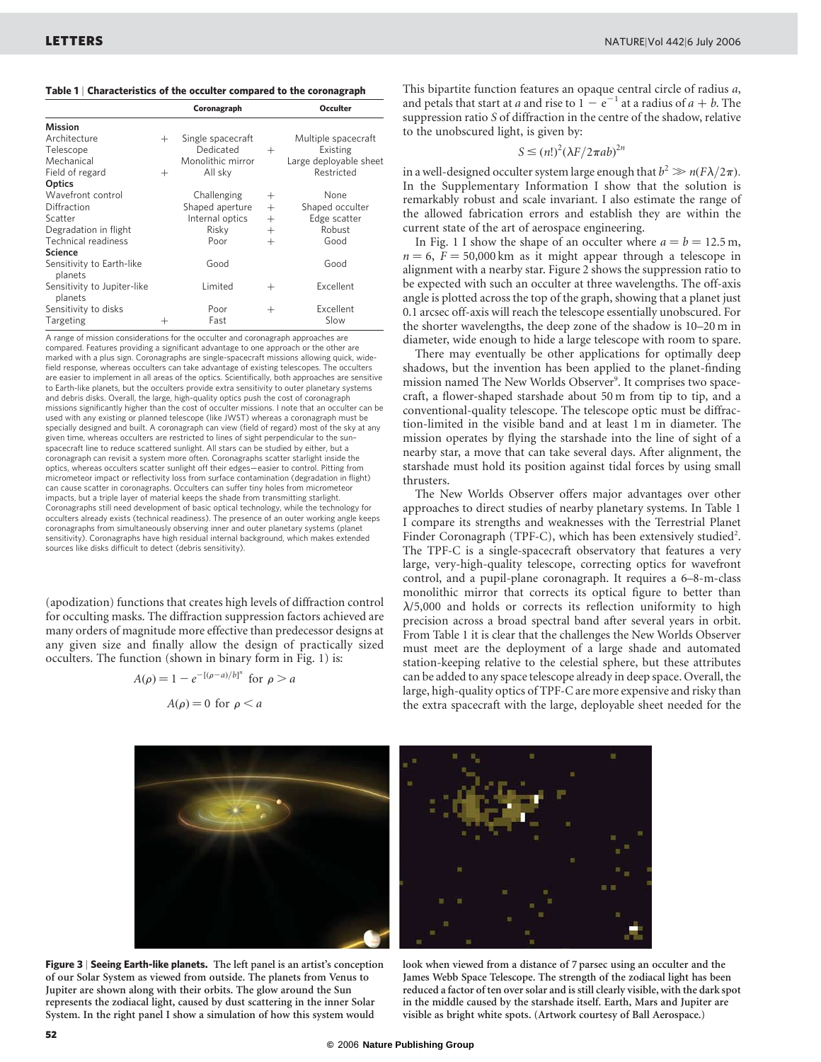**Table 1 | Characteristics of the occulter compared to the coronagraph**

| | | Coronagraph | | Occulter |
|---|---|---|---|---|
| **Mission** | | | | |
| Architecture | + | Single spacecraft | | Multiple spacecraft |
| Telescope | | Dedicated | + | Existing |
| Mechanical | | Monolithic mirror | | Large deployable sheet |
| Field of regard | + | All sky | | Restricted |
| **Optics** | | | | |
| Wavefront control | | Challenging | + | None |
| Diffraction | | Shaped aperture | + | Shaped occulter |
| Scatter | | Internal optics | + | Edge scatter |
| Degradation in flight | | Risky | + | Robust |
| Technical readiness | | Poor | + | Good |
| **Science** | | | | |
| Sensitivity to Earth-like planets | | Good | | Good |
| Sensitivity to Jupiter-like planets | | Limited | + | Excellent |
| Sensitivity to disks | | Poor | + | Excellent |
| Targeting | + | Fast | | Slow |

A range of mission considerations for the occulter and coronagraph approaches are compared. Features providing a significant advantage to one approach or the other are marked with a plus sign. Coronagraphs are single-spacecraft missions allowing quick, wide-field response, whereas occulters can take advantage of existing telescopes. The occulters are easier to implement in all areas of the optics. Scientifically, both approaches are sensitive to Earth-like planets, but the occulters provide extra sensitivity to outer planetary systems and debris disks. Overall, the large, high-quality optics push the cost of coronagraph missions significantly higher than the cost of occulter missions. I note that an occulter can be used with any existing or planned telescope (like JWST) whereas a coronagraph must be specially designed and built. A coronagraph can view (field of regard) most of the sky at any given time, whereas occulters are restricted to lines of sight perpendicular to the sun–spacecraft line to reduce scattered sunlight. All stars can be studied by either, but a coronagraph can revisit a system more often. Coronagraphs scatter starlight inside the optics, whereas occulters scatter sunlight off their edges—easier to control. Pitting from micrometeor impact or reflectivity loss from surface contamination (degradation in flight) can cause scatter in coronagraphs. Occulters can suffer tiny holes from micrometeor impacts, but a triple layer of material keeps the shade from transmitting starlight. Coronagraphs still need development of basic optical technology, while the technology for occulters already exists (technical readiness). The presence of an outer working angle keeps coronagraphs from simultaneously observing inner and outer planetary systems (planet sensitivity). Coronagraphs have high residual internal background, which makes extended sources like disks difficult to detect (debris sensitivity).

(apodization) functions that creates high levels of diffraction control for occulting masks. The diffraction suppression factors achieved are many orders of magnitude more effective than predecessor designs at any given size and finally allow the design of practically sized occulters. The function (shown in binary form in Fig. 1) is:

$$A(\rho) = 1 - e^{-[(\rho-a)/b]^n} \text{ for } \rho > a$$

$$A(\rho) = 0 \text{ for } \rho < a$$

This bipartite function features an opaque central circle of radius $a$, and petals that start at $a$ and rise to $1 - e^{-1}$ at a radius of $a + b$. The suppression ratio $S$ of diffraction in the centre of the shadow, relative to the unobscured light, is given by:

$$S \leq (n!)^2(\lambda F/2\pi ab)^{2n}$$

in a well-designed occulter system large enough that $b^2 \gg n(F\lambda/2\pi)$. In the Supplementary Information I show that the solution is remarkably robust and scale invariant. I also estimate the range of the allowed fabrication errors and establish they are within the current state of the art of aerospace engineering.

In Fig. 1 I show the shape of an occulter where $a = b = 12.5$ m, $n = 6$, $F = 50{,}000$ km as it might appear through a telescope in alignment with a nearby star. Figure 2 shows the suppression ratio to be expected with such an occulter at three wavelengths. The off-axis angle is plotted across the top of the graph, showing that a planet just 0.1 arcsec off-axis will reach the telescope essentially unobscured. For the shorter wavelengths, the deep zone of the shadow is 10–20 m in diameter, wide enough to hide a large telescope with room to spare.

There may eventually be other applications for optimally deep shadows, but the invention has been applied to the planet-finding mission named The New Worlds Observer[9]. It comprises two spacecraft, a flower-shaped starshade about 50 m from tip to tip, and a conventional-quality telescope. The telescope optic must be diffraction-limited in the visible band and at least 1 m in diameter. The mission operates by flying the starshade into the line of sight of a nearby star, a move that can take several days. After alignment, the starshade must hold its position against tidal forces by using small thrusters.

The New Worlds Observer offers major advantages over other approaches to direct studies of nearby planetary systems. In Table 1 I compare its strengths and weaknesses with the Terrestrial Planet Finder Coronagraph (TPF-C), which has been extensively studied[2]. The TPF-C is a single-spacecraft observatory that features a very large, very-high-quality telescope, correcting optics for wavefront control, and a pupil-plane coronagraph. It requires a 6–8-m-class monolithic mirror that corrects its optical figure to better than $\lambda/5{,}000$ and holds or corrects its reflection uniformity to high precision across a broad spectral band after several years in orbit. From Table 1 it is clear that the challenges the New Worlds Observer must meet are the deployment of a large shade and automated station-keeping relative to the celestial sphere, but these attributes can be added to any space telescope already in deep space. Overall, the large, high-quality optics of TPF-C are more expensive and risky than the extra spacecraft with the large, deployable sheet needed for the

**Figure 3 | Seeing Earth-like planets.** The left panel is an artist's conception of our Solar System as viewed from outside. The planets from Venus to Jupiter are shown along with their orbits. The glow around the Sun represents the zodiacal light, caused by dust scattering in the inner Solar System. In the right panel I show a simulation of how this system would look when viewed from a distance of 7 parsec using an occulter and the James Webb Space Telescope. The strength of the zodiacal light has been reduced a factor of ten over solar and is still clearly visible, with the dark spot in the middle caused by the starshade itself. Earth, Mars and Jupiter are visible as bright white spots. (Artwork courtesy of Ball Aerospace.)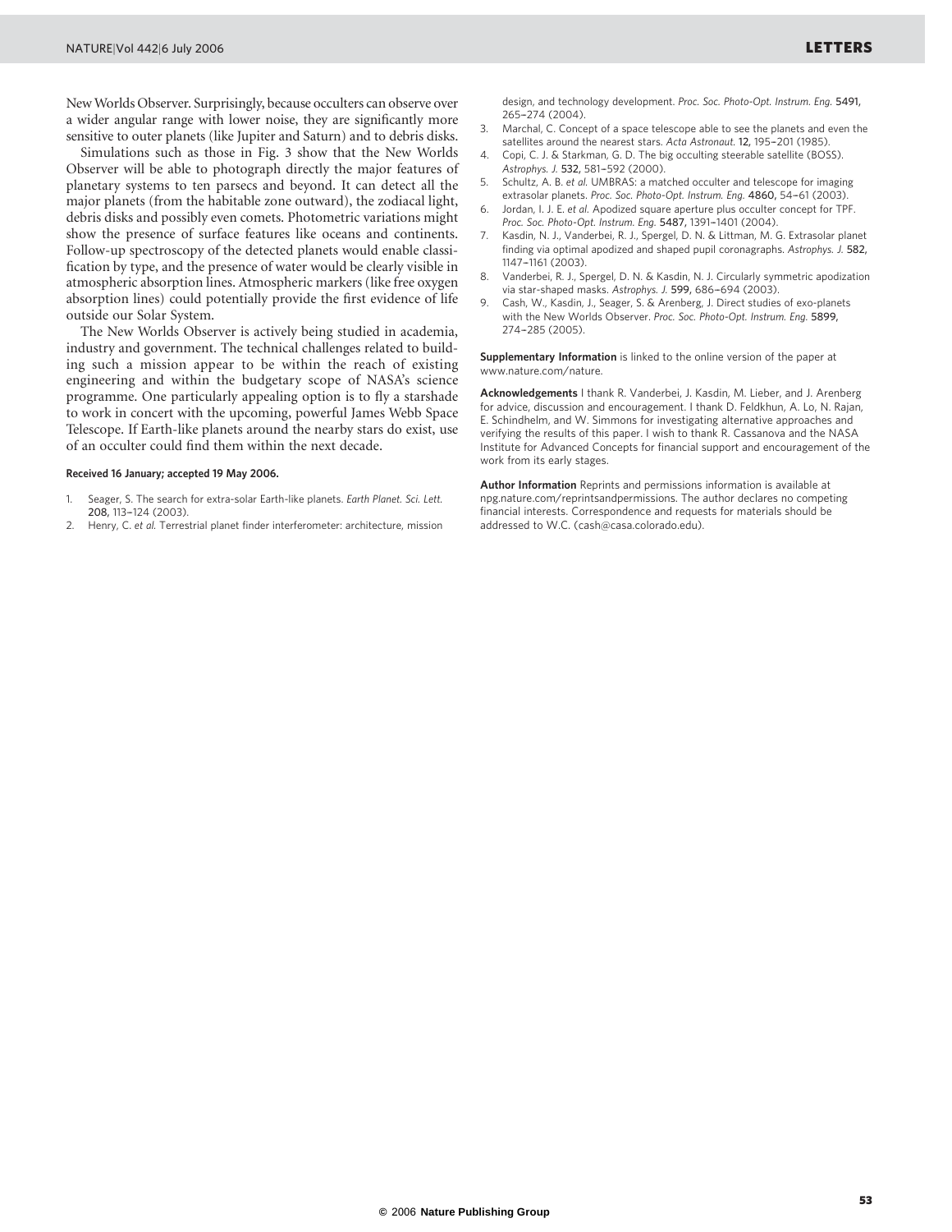New Worlds Observer. Surprisingly, because occulters can observe over a wider angular range with lower noise, they are significantly more sensitive to outer planets (like Jupiter and Saturn) and to debris disks.

Simulations such as those in Fig. 3 show that the New Worlds Observer will be able to photograph directly the major features of planetary systems to ten parsecs and beyond. It can detect all the major planets (from the habitable zone outward), the zodiacal light, debris disks and possibly even comets. Photometric variations might show the presence of surface features like oceans and continents. Follow-up spectroscopy of the detected planets would enable classification by type, and the presence of water would be clearly visible in atmospheric absorption lines. Atmospheric markers (like free oxygen absorption lines) could potentially provide the first evidence of life outside our Solar System.

The New Worlds Observer is actively being studied in academia, industry and government. The technical challenges related to building such a mission appear to be within the reach of existing engineering and within the budgetary scope of NASA's science programme. One particularly appealing option is to fly a starshade to work in concert with the upcoming, powerful James Webb Space Telescope. If Earth-like planets around the nearby stars do exist, use of an occulter could find them within the next decade.

**Received 16 January; accepted 19 May 2006.**

1. Seager, S. The search for extra-solar Earth-like planets. *Earth Planet. Sci. Lett.* **208**, 113–124 (2003).
2. Henry, C. *et al.* Terrestrial planet finder interferometer: architecture, mission design, and technology development. *Proc. Soc. Photo-Opt. Instrum. Eng.* **5491**, 265–274 (2004).
3. Marchal, C. Concept of a space telescope able to see the planets and even the satellites around the nearest stars. *Acta Astronaut.* **12**, 195–201 (1985).
4. Copi, C. J. & Starkman, G. D. The big occulting steerable satellite (BOSS). *Astrophys. J.* **532**, 581–592 (2000).
5. Schultz, A. B. *et al.* UMBRAS: a matched occulter and telescope for imaging extrasolar planets. *Proc. Soc. Photo-Opt. Instrum. Eng.* **4860**, 54–61 (2003).
6. Jordan, I. J. E. *et al.* Apodized square aperture plus occulter concept for TPF. *Proc. Soc. Photo-Opt. Instrum. Eng.* **5487**, 1391–1401 (2004).
7. Kasdin, N. J., Vanderbei, R. J., Spergel, D. N. & Littman, M. G. Extrasolar planet finding via optimal apodized and shaped pupil coronagraphs. *Astrophys. J.* **582**, 1147–1161 (2003).
8. Vanderbei, R. J., Spergel, D. N. & Kasdin, N. J. Circularly symmetric apodization via star-shaped masks. *Astrophys. J.* **599**, 686–694 (2003).
9. Cash, W., Kasdin, J., Seager, S. & Arenberg, J. Direct studies of exo-planets with the New Worlds Observer. *Proc. Soc. Photo-Opt. Instrum. Eng.* **5899**, 274–285 (2005).

**Supplementary Information** is linked to the online version of the paper at www.nature.com/nature.

**Acknowledgements** I thank R. Vanderbei, J. Kasdin, M. Lieber, and J. Arenberg for advice, discussion and encouragement. I thank D. Feldkhun, A. Lo, N. Rajan, E. Schindhelm, and W. Simmons for investigating alternative approaches and verifying the results of this paper. I wish to thank R. Cassanova and the NASA Institute for Advanced Concepts for financial support and encouragement of the work from its early stages.

**Author Information** Reprints and permissions information is available at npg.nature.com/reprintsandpermissions. The author declares no competing financial interests. Correspondence and requests for materials should be addressed to W.C. (cash@casa.colorado.edu).